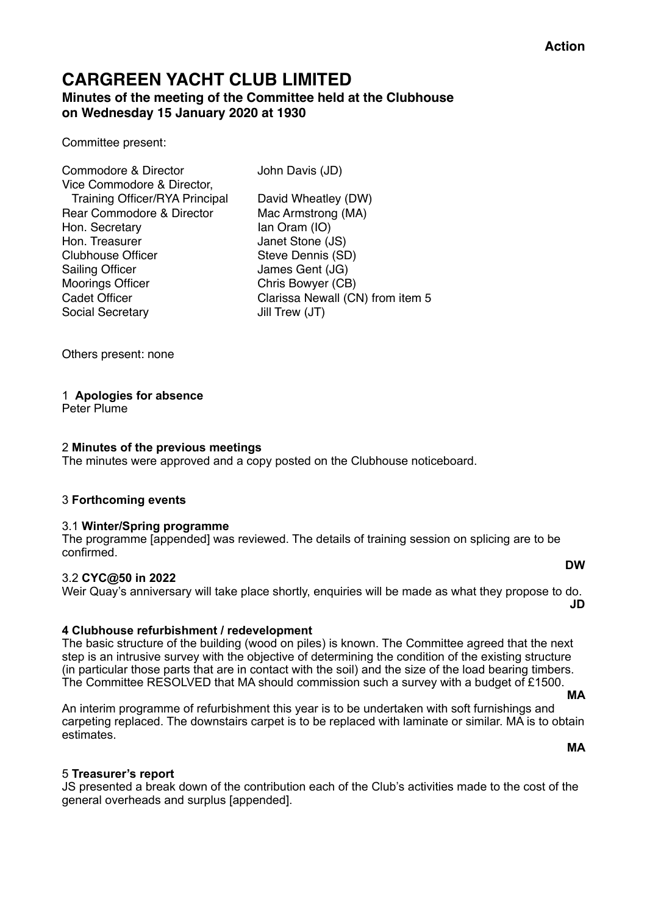**Action**

# CARGREEN YACHT CLUB LIMITED

## Minutes of the meeting of the Committee held at the Clubhouse on Wednesday 15 January 2020 at 1930

Committee present:

| | |
|---|---|
| Commodore & Director | John Davis (JD) |
| Vice Commodore & Director, Training Officer/RYA Principal | David Wheatley (DW) |
| Rear Commodore & Director | Mac Armstrong (MA) |
| Hon. Secretary | Ian Oram (IO) |
| Hon. Treasurer | Janet Stone (JS) |
| Clubhouse Officer | Steve Dennis (SD) |
| Sailing Officer | James Gent (JG) |
| Moorings Officer | Chris Bowyer (CB) |
| Cadet Officer | Clarissa Newall (CN) from item 5 |
| Social Secretary | Jill Trew (JT) |

Others present: none

1 **Apologies for absence**
Peter Plume

2 **Minutes of the previous meetings**
The minutes were approved and a copy posted on the Clubhouse noticeboard.

3 **Forthcoming events**

3.1 **Winter/Spring programme**
The programme [appended] was reviewed. The details of training session on splicing are to be confirmed.

**DW**

3.2 **CYC@50 in 2022**
Weir Quay's anniversary will take place shortly, enquiries will be made as what they propose to do.

**JD**

**4 Clubhouse refurbishment / redevelopment**
The basic structure of the building (wood on piles) is known. The Committee agreed that the next step is an intrusive survey with the objective of determining the condition of the existing structure (in particular those parts that are in contact with the soil) and the size of the load bearing timbers. The Committee RESOLVED that MA should commission such a survey with a budget of £1500.

**MA**

An interim programme of refurbishment this year is to be undertaken with soft furnishings and carpeting replaced. The downstairs carpet is to be replaced with laminate or similar. MA is to obtain estimates.

**MA**

5 **Treasurer's report**
JS presented a break down of the contribution each of the Club's activities made to the cost of the general overheads and surplus [appended].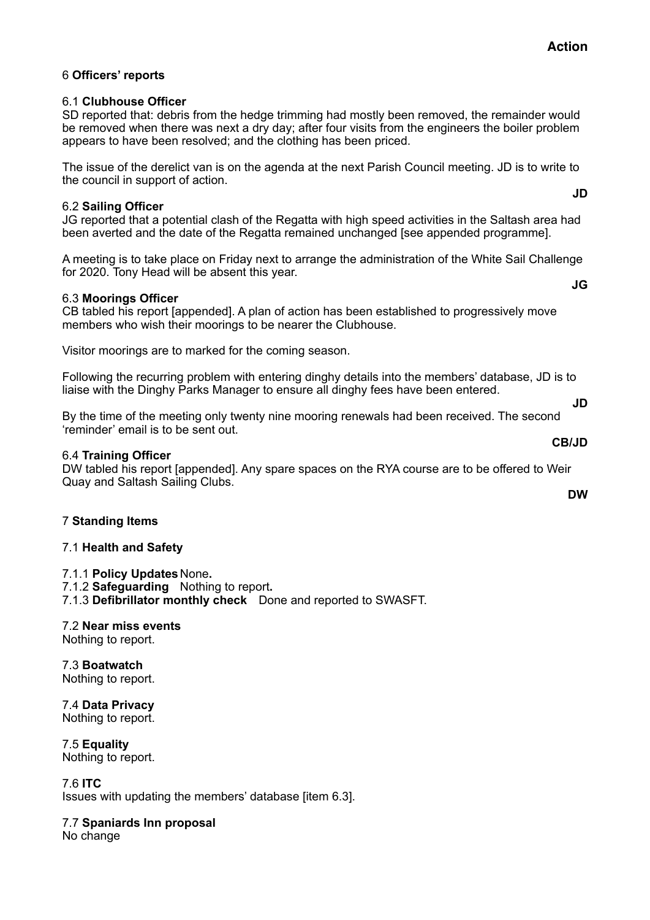**Action**

6 **Officers' reports**

6.1 **Clubhouse Officer**
SD reported that: debris from the hedge trimming had mostly been removed, the remainder would be removed when there was next a dry day; after four visits from the engineers the boiler problem appears to have been resolved; and the clothing has been priced.

The issue of the derelict van is on the agenda at the next Parish Council meeting. JD is to write to the council in support of action. **JD**

6.2 **Sailing Officer**
JG reported that a potential clash of the Regatta with high speed activities in the Saltash area had been averted and the date of the Regatta remained unchanged [see appended programme].

A meeting is to take place on Friday next to arrange the administration of the White Sail Challenge for 2020. Tony Head will be absent this year. **JG**

6.3 **Moorings Officer**
CB tabled his report [appended]. A plan of action has been established to progressively move members who wish their moorings to be nearer the Clubhouse.

Visitor moorings are to marked for the coming season.

Following the recurring problem with entering dinghy details into the members' database, JD is to liaise with the Dinghy Parks Manager to ensure all dinghy fees have been entered. **JD**

By the time of the meeting only twenty nine mooring renewals had been received. The second 'reminder' email is to be sent out. **CB/JD**

6.4 **Training Officer**
DW tabled his report [appended]. Any spare spaces on the RYA course are to be offered to Weir Quay and Saltash Sailing Clubs. **DW**

7 **Standing Items**

7.1 **Health and Safety**

7.1.1 **Policy Updates** None.
7.1.2 **Safeguarding** Nothing to report.
7.1.3 **Defibrillator monthly check** Done and reported to SWASFT.

7.2 **Near miss events**
Nothing to report.

7.3 **Boatwatch**
Nothing to report.

7.4 **Data Privacy**
Nothing to report.

7.5 **Equality**
Nothing to report.

7.6 **ITC**
Issues with updating the members' database [item 6.3].

7.7 **Spaniards Inn proposal**
No change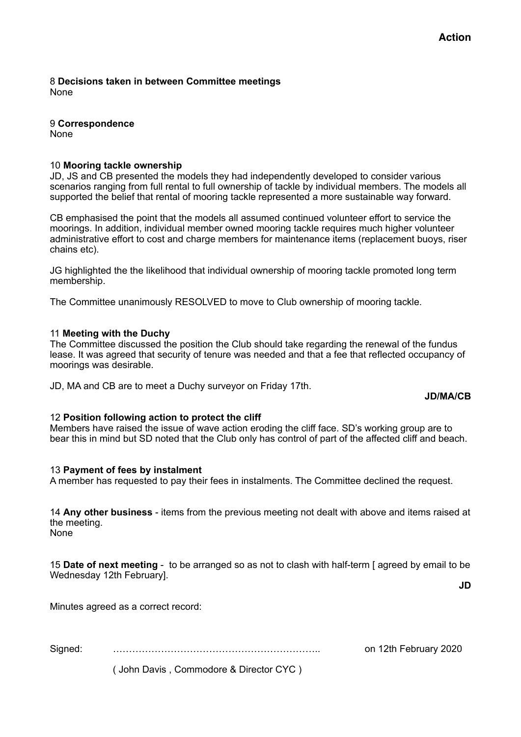**Action**

8 **Decisions taken in between Committee meetings**
None

9 **Correspondence**
None

10 **Mooring tackle ownership**
JD, JS and CB presented the models they had independently developed to consider various scenarios ranging from full rental to full ownership of tackle by individual members. The models all supported the belief that rental of mooring tackle represented a more sustainable way forward.

CB emphasised the point that the models all assumed continued volunteer effort to service the moorings. In addition, individual member owned mooring tackle requires much higher volunteer administrative effort to cost and charge members for maintenance items (replacement buoys, riser chains etc).

JG highlighted the the likelihood that individual ownership of mooring tackle promoted long term membership.

The Committee unanimously RESOLVED to move to Club ownership of mooring tackle.

11 **Meeting with the Duchy**
The Committee discussed the position the Club should take regarding the renewal of the fundus lease. It was agreed that security of tenure was needed and that a fee that reflected occupancy of moorings was desirable.

JD, MA and CB are to meet a Duchy surveyor on Friday 17th.

**JD/MA/CB**

12 **Position following action to protect the cliff**
Members have raised the issue of wave action eroding the cliff face. SD's working group are to bear this in mind but SD noted that the Club only has control of part of the affected cliff and beach.

13 **Payment of fees by instalment**
A member has requested to pay their fees in instalments. The Committee declined the request.

14 **Any other business** - items from the previous meeting not dealt with above and items raised at the meeting.
None

15 **Date of next meeting** - to be arranged so as not to clash with half-term [ agreed by email to be Wednesday 12th February].

**JD**

Minutes agreed as a correct record:

Signed: ………………………………………………………….. on 12th February 2020

( John Davis , Commodore & Director CYC )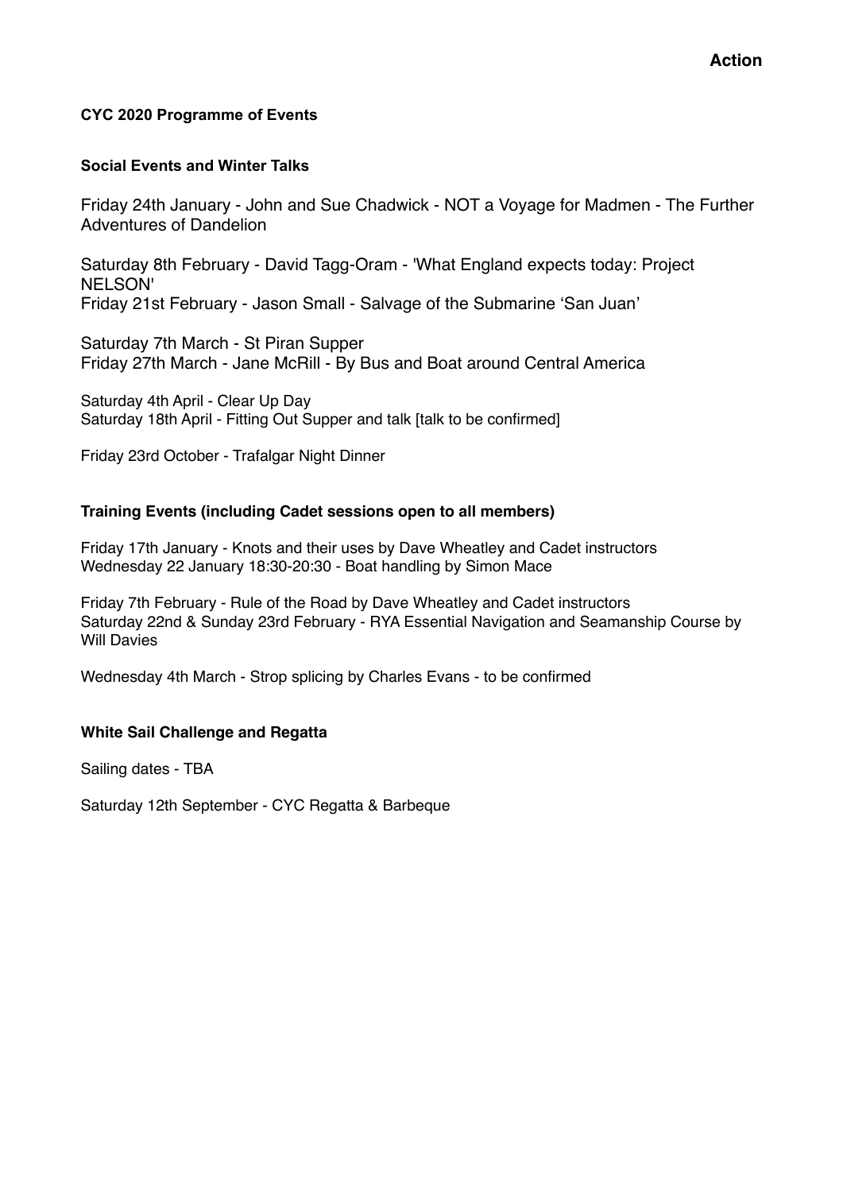**Action**

**CYC 2020 Programme of Events**

**Social Events and Winter Talks**

Friday 24th January - John and Sue Chadwick - NOT a Voyage for Madmen - The Further Adventures of Dandelion

Saturday 8th February - David Tagg-Oram - 'What England expects today: Project NELSON'
Friday 21st February - Jason Small - Salvage of the Submarine 'San Juan'

Saturday 7th March - St Piran Supper
Friday 27th March - Jane McRill - By Bus and Boat around Central America

Saturday 4th April - Clear Up Day
Saturday 18th April - Fitting Out Supper and talk [talk to be confirmed]

Friday 23rd October - Trafalgar Night Dinner

**Training Events (including Cadet sessions open to all members)**

Friday 17th January - Knots and their uses by Dave Wheatley and Cadet instructors
Wednesday 22 January 18:30-20:30 - Boat handling by Simon Mace

Friday 7th February - Rule of the Road by Dave Wheatley and Cadet instructors
Saturday 22nd & Sunday 23rd February - RYA Essential Navigation and Seamanship Course by Will Davies

Wednesday 4th March - Strop splicing by Charles Evans - to be confirmed

**White Sail Challenge and Regatta**

Sailing dates - TBA

Saturday 12th September - CYC Regatta & Barbeque